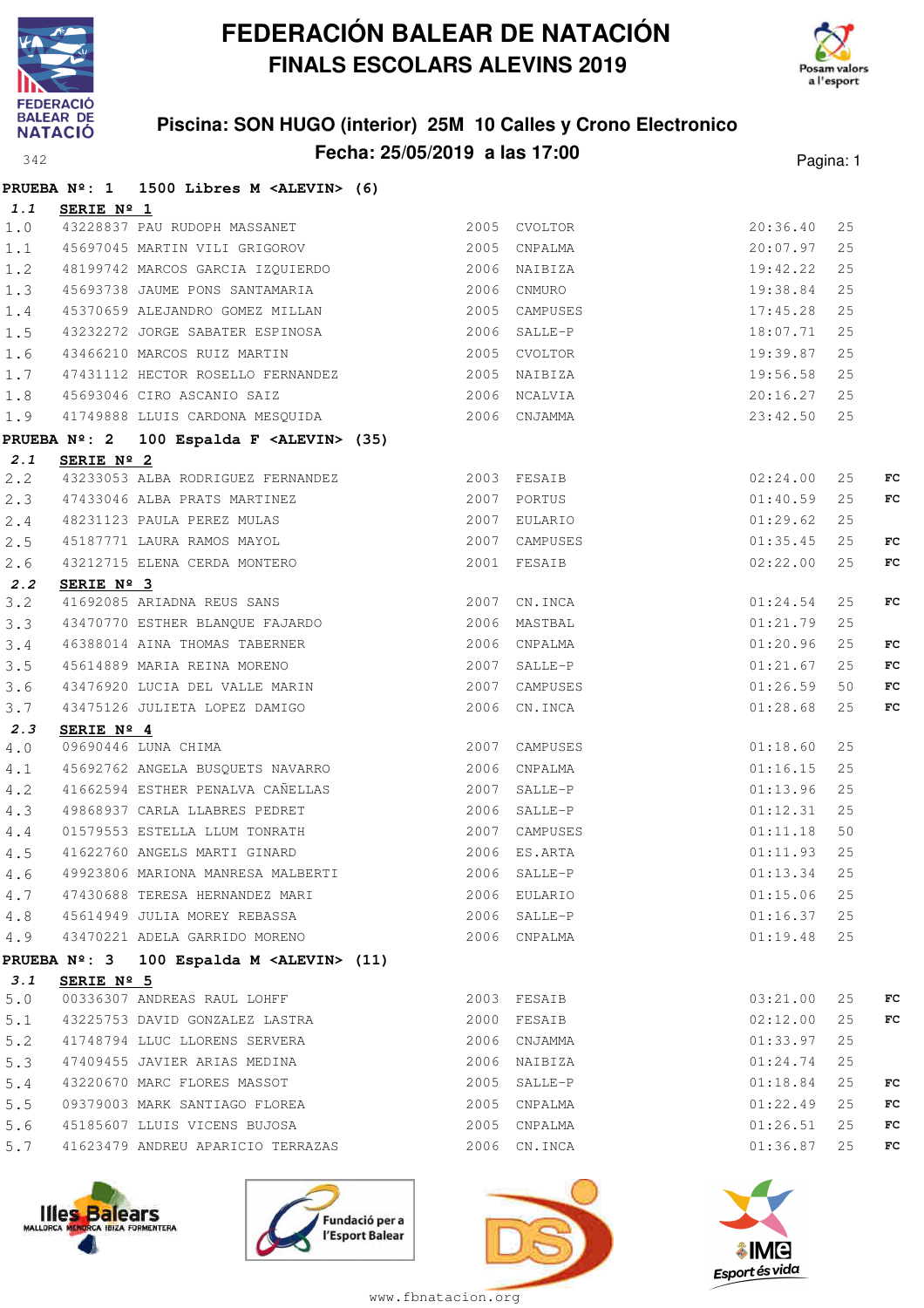# FEDERACIÓN BALEAR DE NATACIÓN
## FINALS ESCOLARS ALEVINS 2019

### Piscina: SON HUGO (interior) 25M 10 Calles y Crono Electronico
### Fecha: 25/05/2019 a las 17:00

**PRUEBA Nº: 1 1500 Libres M <ALEVIN> (6)**

***1.1*** **SERIE Nº 1**

| | | | | | | | |
|---|---|---|---|---|---|---|---|
| 1.0 | 43228837 | PAU RUDOPH MASSANET | 2005 | CVOLTOR | 20:36.40 | 25 | |
| 1.1 | 45697045 | MARTIN VILI GRIGOROV | 2005 | CNPALMA | 20:07.97 | 25 | |
| 1.2 | 48199742 | MARCOS GARCIA IZQUIERDO | 2006 | NAIBIZA | 19:42.22 | 25 | |
| 1.3 | 45693738 | JAUME PONS SANTAMARIA | 2006 | CNMURO | 19:38.84 | 25 | |
| 1.4 | 45370659 | ALEJANDRO GOMEZ MILLAN | 2005 | CAMPUSES | 17:45.28 | 25 | |
| 1.5 | 43232272 | JORGE SABATER ESPINOSA | 2006 | SALLE-P | 18:07.71 | 25 | |
| 1.6 | 43466210 | MARCOS RUIZ MARTIN | 2005 | CVOLTOR | 19:39.87 | 25 | |
| 1.7 | 47431112 | HECTOR ROSELLO FERNANDEZ | 2005 | NAIBIZA | 19:56.58 | 25 | |
| 1.8 | 45693046 | CIRO ASCANIO SAIZ | 2006 | NCALVIA | 20:16.27 | 25 | |
| 1.9 | 41749888 | LLUIS CARDONA MESQUIDA | 2006 | CNJAMMA | 23:42.50 | 25 | |

**PRUEBA Nº: 2 100 Espalda F <ALEVIN> (35)**

***2.1*** **SERIE Nº 2**

| | | | | | | | |
|---|---|---|---|---|---|---|---|
| 2.2 | 43233053 | ALBA RODRIGUEZ FERNANDEZ | 2003 | FESAIB | 02:24.00 | 25 | FC |
| 2.3 | 47433046 | ALBA PRATS MARTINEZ | 2007 | PORTUS | 01:40.59 | 25 | FC |
| 2.4 | 48231123 | PAULA PEREZ MULAS | 2007 | EULARIO | 01:29.62 | 25 | |
| 2.5 | 45187771 | LAURA RAMOS MAYOL | 2007 | CAMPUSES | 01:35.45 | 25 | FC |
| 2.6 | 43212715 | ELENA CERDA MONTERO | 2001 | FESAIB | 02:22.00 | 25 | FC |

***2.2*** **SERIE Nº 3**

| | | | | | | | |
|---|---|---|---|---|---|---|---|
| 3.2 | 41692085 | ARIADNA REUS SANS | 2007 | CN.INCA | 01:24.54 | 25 | FC |
| 3.3 | 43470770 | ESTHER BLANQUE FAJARDO | 2006 | MASTBAL | 01:21.79 | 25 | |
| 3.4 | 46388014 | AINA THOMAS TABERNER | 2006 | CNPALMA | 01:20.96 | 25 | FC |
| 3.5 | 45614889 | MARIA REINA MORENO | 2007 | SALLE-P | 01:21.67 | 25 | FC |
| 3.6 | 43476920 | LUCIA DEL VALLE MARIN | 2007 | CAMPUSES | 01:26.59 | 50 | FC |
| 3.7 | 43475126 | JULIETA LOPEZ DAMIGO | 2006 | CN.INCA | 01:28.68 | 25 | FC |

***2.3*** **SERIE Nº 4**

| | | | | | | | |
|---|---|---|---|---|---|---|---|
| 4.0 | 09690446 | LUNA CHIMA | 2007 | CAMPUSES | 01:18.60 | 25 | |
| 4.1 | 45692762 | ANGELA BUSQUETS NAVARRO | 2006 | CNPALMA | 01:16.15 | 25 | |
| 4.2 | 41662594 | ESTHER PENALVA CAÑELLAS | 2007 | SALLE-P | 01:13.96 | 25 | |
| 4.3 | 49868937 | CARLA LLABRES PEDRET | 2006 | SALLE-P | 01:12.31 | 25 | |
| 4.4 | 01579553 | ESTELLA LLUM TONRATH | 2007 | CAMPUSES | 01:11.18 | 50 | |
| 4.5 | 41622760 | ANGELS MARTI GINARD | 2006 | ES.ARTA | 01:11.93 | 25 | |
| 4.6 | 49923806 | MARIONA MANRESA MALBERTI | 2006 | SALLE-P | 01:13.34 | 25 | |
| 4.7 | 47430688 | TERESA HERNANDEZ MARI | 2006 | EULARIO | 01:15.06 | 25 | |
| 4.8 | 45614949 | JULIA MOREY REBASSA | 2006 | SALLE-P | 01:16.37 | 25 | |
| 4.9 | 43470221 | ADELA GARRIDO MORENO | 2006 | CNPALMA | 01:19.48 | 25 | |

**PRUEBA Nº: 3 100 Espalda M <ALEVIN> (11)**

***3.1*** **SERIE Nº 5**

| | | | | | | | |
|---|---|---|---|---|---|---|---|
| 5.0 | 00336307 | ANDREAS RAUL LOHFF | 2003 | FESAIB | 03:21.00 | 25 | FC |
| 5.1 | 43225753 | DAVID GONZALEZ LASTRA | 2000 | FESAIB | 02:12.00 | 25 | FC |
| 5.2 | 41748794 | LLUC LLORENS SERVERA | 2006 | CNJAMMA | 01:33.97 | 25 | |
| 5.3 | 47409455 | JAVIER ARIAS MEDINA | 2006 | NAIBIZA | 01:24.74 | 25 | |
| 5.4 | 43220670 | MARC FLORES MASSOT | 2005 | SALLE-P | 01:18.84 | 25 | FC |
| 5.5 | 09379003 | MARK SANTIAGO FLOREA | 2005 | CNPALMA | 01:22.49 | 25 | FC |
| 5.6 | 45185607 | LLUIS VICENS BUJOSA | 2005 | CNPALMA | 01:26.51 | 25 | FC |
| 5.7 | 41623479 | ANDREU APARICIO TERRAZAS | 2006 | CN.INCA | 01:36.87 | 25 | FC |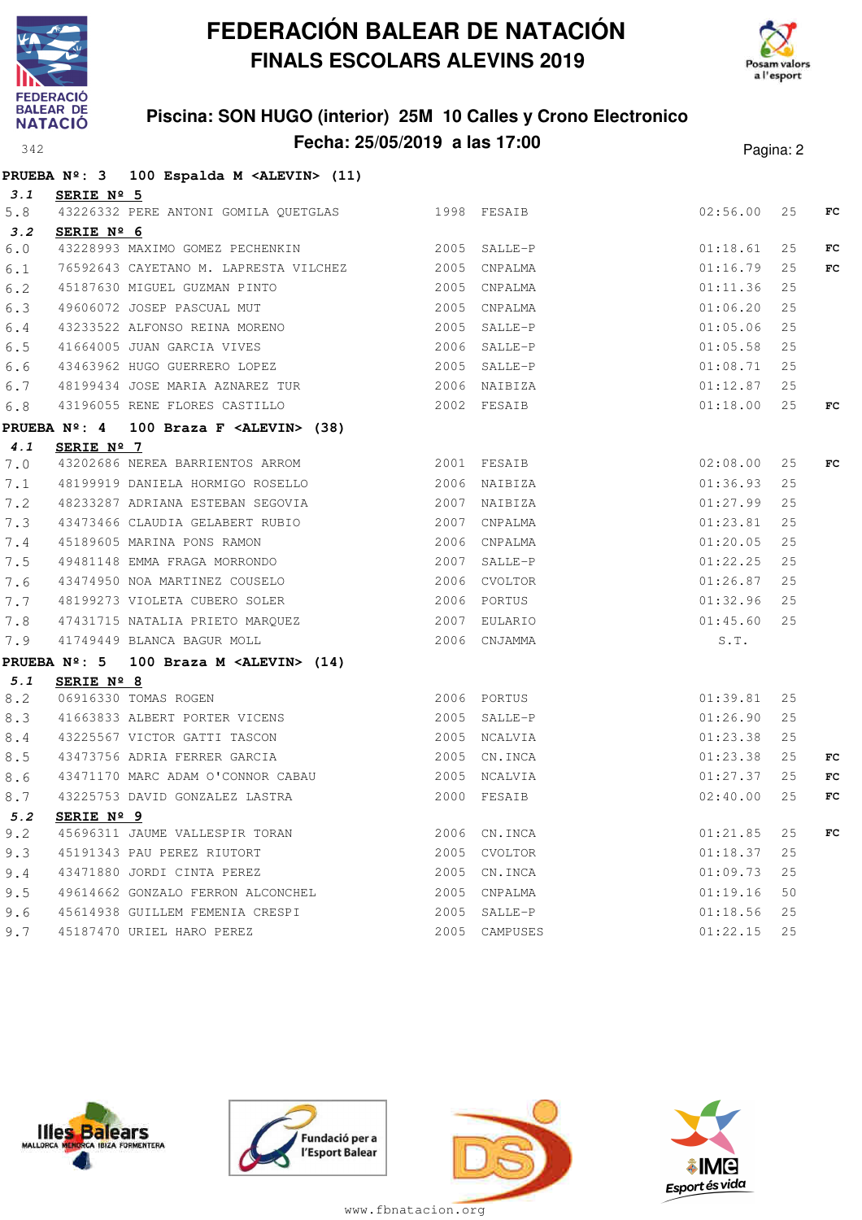# FEDERACIÓN BALEAR DE NATACIÓN

## FINALS ESCOLARS ALEVINS 2019

### Piscina: SON HUGO (interior) 25M 10 Calles y Crono Electronico

### Fecha: 25/05/2019 a las 17:00

342

**PRUEBA Nº: 3 100 Espalda M <ALEVIN> (11)**

**3.1 SERIE Nº 5**

| | | | | | | | |
|---|---|---|---|---|---|---|---|
| 5.8 | 43226332 | PERE ANTONI GOMILA QUETGLAS | 1998 | FESAIB | 02:56.00 | 25 | FC |

**3.2 SERIE Nº 6**

| | | | | | | | |
|---|---|---|---|---|---|---|---|
| 6.0 | 43228993 | MAXIMO GOMEZ PECHENKIN | 2005 | SALLE-P | 01:18.61 | 25 | FC |
| 6.1 | 76592643 | CAYETANO M. LAPRESTA VILCHEZ | 2005 | CNPALMA | 01:16.79 | 25 | FC |
| 6.2 | 45187630 | MIGUEL GUZMAN PINTO | 2005 | CNPALMA | 01:11.36 | 25 | |
| 6.3 | 49606072 | JOSEP PASCUAL MUT | 2005 | CNPALMA | 01:06.20 | 25 | |
| 6.4 | 43233522 | ALFONSO REINA MORENO | 2005 | SALLE-P | 01:05.06 | 25 | |
| 6.5 | 41664005 | JUAN GARCIA VIVES | 2006 | SALLE-P | 01:05.58 | 25 | |
| 6.6 | 43463962 | HUGO GUERRERO LOPEZ | 2005 | SALLE-P | 01:08.71 | 25 | |
| 6.7 | 48199434 | JOSE MARIA AZNAREZ TUR | 2006 | NAIBIZA | 01:12.87 | 25 | |
| 6.8 | 43196055 | RENE FLORES CASTILLO | 2002 | FESAIB | 01:18.00 | 25 | FC |

**PRUEBA Nº: 4 100 Braza F <ALEVIN> (38)**

**4.1 SERIE Nº 7**

| | | | | | | | |
|---|---|---|---|---|---|---|---|
| 7.0 | 43202686 | NEREA BARRIENTOS ARROM | 2001 | FESAIB | 02:08.00 | 25 | FC |
| 7.1 | 48199919 | DANIELA HORMIGO ROSELLO | 2006 | NAIBIZA | 01:36.93 | 25 | |
| 7.2 | 48233287 | ADRIANA ESTEBAN SEGOVIA | 2007 | NAIBIZA | 01:27.99 | 25 | |
| 7.3 | 43473466 | CLAUDIA GELABERT RUBIO | 2007 | CNPALMA | 01:23.81 | 25 | |
| 7.4 | 45189605 | MARINA PONS RAMON | 2006 | CNPALMA | 01:20.05 | 25 | |
| 7.5 | 49481148 | EMMA FRAGA MORRONDO | 2007 | SALLE-P | 01:22.25 | 25 | |
| 7.6 | 43474950 | NOA MARTINEZ COUSELO | 2006 | CVOLTOR | 01:26.87 | 25 | |
| 7.7 | 48199273 | VIOLETA CUBERO SOLER | 2006 | PORTUS | 01:32.96 | 25 | |
| 7.8 | 47431715 | NATALIA PRIETO MARQUEZ | 2007 | EULARIO | 01:45.60 | 25 | |
| 7.9 | 41749449 | BLANCA BAGUR MOLL | 2006 | CNJAMMA | S.T. | | |

**PRUEBA Nº: 5 100 Braza M <ALEVIN> (14)**

**5.1 SERIE Nº 8**

| | | | | | | | |
|---|---|---|---|---|---|---|---|
| 8.2 | 06916330 | TOMAS ROGEN | 2006 | PORTUS | 01:39.81 | 25 | |
| 8.3 | 41663833 | ALBERT PORTER VICENS | 2005 | SALLE-P | 01:26.90 | 25 | |
| 8.4 | 43225567 | VICTOR GATTI TASCON | 2005 | NCALVIA | 01:23.38 | 25 | |
| 8.5 | 43473756 | ADRIA FERRER GARCIA | 2005 | CN.INCA | 01:23.38 | 25 | FC |
| 8.6 | 43471170 | MARC ADAM O'CONNOR CABAU | 2005 | NCALVIA | 01:27.37 | 25 | FC |
| 8.7 | 43225753 | DAVID GONZALEZ LASTRA | 2000 | FESAIB | 02:40.00 | 25 | FC |

**5.2 SERIE Nº 9**

| | | | | | | | |
|---|---|---|---|---|---|---|---|
| 9.2 | 45696311 | JAUME VALLESPIR TORAN | 2006 | CN.INCA | 01:21.85 | 25 | FC |
| 9.3 | 45191343 | PAU PEREZ RIUTORT | 2005 | CVOLTOR | 01:18.37 | 25 | |
| 9.4 | 43471880 | JORDI CINTA PEREZ | 2005 | CN.INCA | 01:09.73 | 25 | |
| 9.5 | 49614662 | GONZALO FERRON ALCONCHEL | 2005 | CNPALMA | 01:19.16 | 50 | |
| 9.6 | 45614938 | GUILLEM FEMENIA CRESPI | 2005 | SALLE-P | 01:18.56 | 25 | |
| 9.7 | 45187470 | URIEL HARO PEREZ | 2005 | CAMPUSES | 01:22.15 | 25 | |

www.fbnatacion.org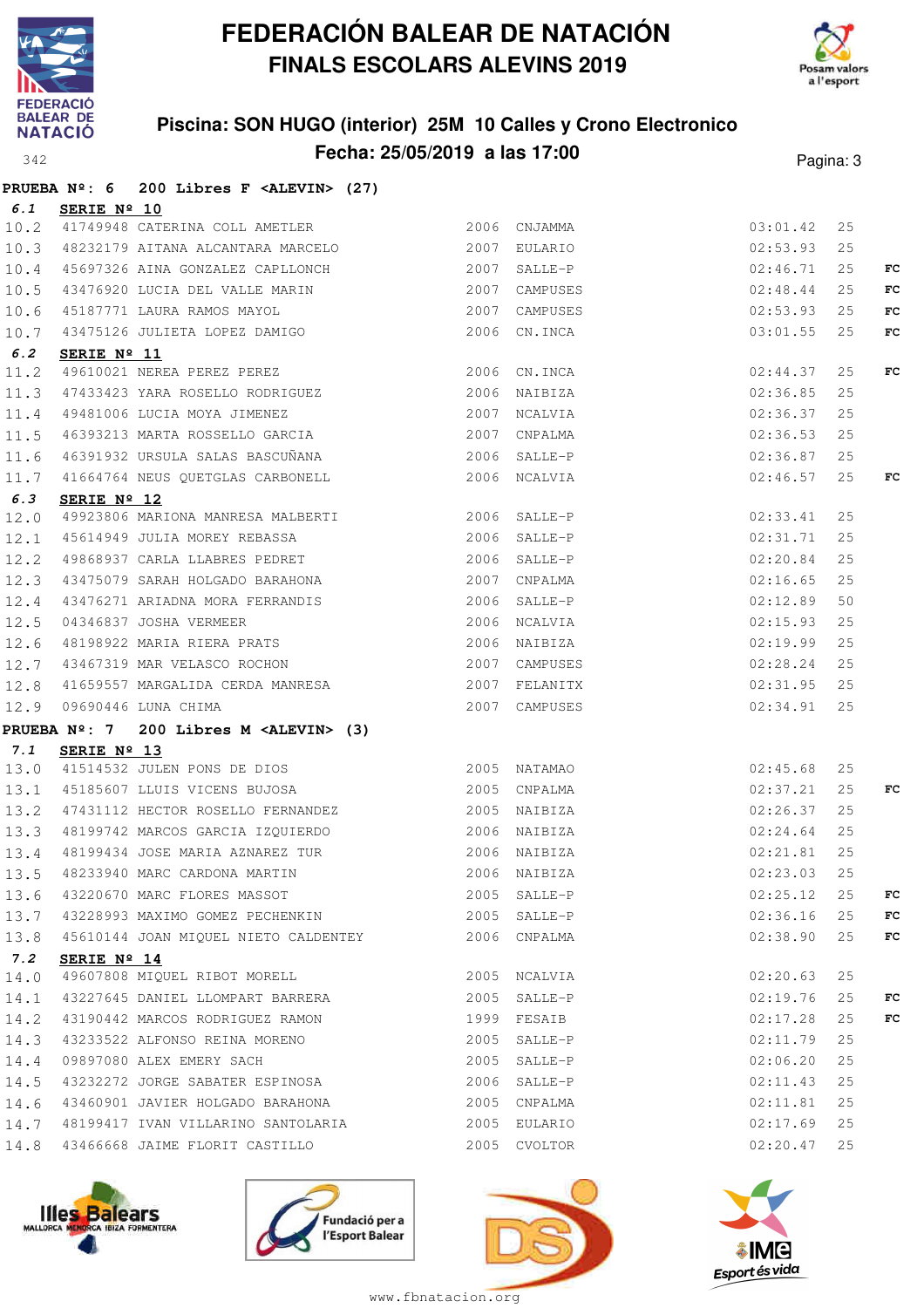# FEDERACIÓN BALEAR DE NATACIÓN
## FINALS ESCOLARS ALEVINS 2019

### Piscina: SON HUGO (interior) 25M 10 Calles y Crono Electronico
### Fecha: 25/05/2019 a las 17:00

**PRUEBA Nº: 6 200 Libres F <ALEVIN> (27)**

**6.1 SERIE Nº 10**

| | | | | | | | |
|---|---|---|---|---|---|---|---|
| 10.2 | 41749948 | CATERINA COLL AMETLER | 2006 | CNJAMMA | 03:01.42 | 25 | |
| 10.3 | 48232179 | AITANA ALCANTARA MARCELO | 2007 | EULARIO | 02:53.93 | 25 | |
| 10.4 | 45697326 | AINA GONZALEZ CAPLLONCH | 2007 | SALLE-P | 02:46.71 | 25 | FC |
| 10.5 | 43476920 | LUCIA DEL VALLE MARIN | 2007 | CAMPUSES | 02:48.44 | 25 | FC |
| 10.6 | 45187771 | LAURA RAMOS MAYOL | 2007 | CAMPUSES | 02:53.93 | 25 | FC |
| 10.7 | 43475126 | JULIETA LOPEZ DAMIGO | 2006 | CN.INCA | 03:01.55 | 25 | FC |

**6.2 SERIE Nº 11**

| | | | | | | | |
|---|---|---|---|---|---|---|---|
| 11.2 | 49610021 | NEREA PEREZ PEREZ | 2006 | CN.INCA | 02:44.37 | 25 | FC |
| 11.3 | 47433423 | YARA ROSELLO RODRIGUEZ | 2006 | NAIBIZA | 02:36.85 | 25 | |
| 11.4 | 49481006 | LUCIA MOYA JIMENEZ | 2007 | NCALVIA | 02:36.37 | 25 | |
| 11.5 | 46393213 | MARTA ROSSELLO GARCIA | 2007 | CNPALMA | 02:36.53 | 25 | |
| 11.6 | 46391932 | URSULA SALAS BASCUÑANA | 2006 | SALLE-P | 02:36.87 | 25 | |
| 11.7 | 41664764 | NEUS QUETGLAS CARBONELL | 2006 | NCALVIA | 02:46.57 | 25 | FC |

**6.3 SERIE Nº 12**

| | | | | | | | |
|---|---|---|---|---|---|---|---|
| 12.0 | 49923806 | MARIONA MANRESA MALBERTI | 2006 | SALLE-P | 02:33.41 | 25 | |
| 12.1 | 45614949 | JULIA MOREY REBASSA | 2006 | SALLE-P | 02:31.71 | 25 | |
| 12.2 | 49868937 | CARLA LLABRES PEDRET | 2006 | SALLE-P | 02:20.84 | 25 | |
| 12.3 | 43475079 | SARAH HOLGADO BARAHONA | 2007 | CNPALMA | 02:16.65 | 25 | |
| 12.4 | 43476271 | ARIADNA MORA FERRANDIS | 2006 | SALLE-P | 02:12.89 | 50 | |
| 12.5 | 04346837 | JOSHA VERMEER | 2006 | NCALVIA | 02:15.93 | 25 | |
| 12.6 | 48198922 | MARIA RIERA PRATS | 2006 | NAIBIZA | 02:19.99 | 25 | |
| 12.7 | 43467319 | MAR VELASCO ROCHON | 2007 | CAMPUSES | 02:28.24 | 25 | |
| 12.8 | 41659557 | MARGALIDA CERDA MANRESA | 2007 | FELANITX | 02:31.95 | 25 | |
| 12.9 | 09690446 | LUNA CHIMA | 2007 | CAMPUSES | 02:34.91 | 25 | |

**PRUEBA Nº: 7 200 Libres M <ALEVIN> (3)**

**7.1 SERIE Nº 13**

| | | | | | | | |
|---|---|---|---|---|---|---|---|
| 13.0 | 41514532 | JULEN PONS DE DIOS | 2005 | NATAMAO | 02:45.68 | 25 | |
| 13.1 | 45185607 | LLUIS VICENS BUJOSA | 2005 | CNPALMA | 02:37.21 | 25 | FC |
| 13.2 | 47431112 | HECTOR ROSELLO FERNANDEZ | 2005 | NAIBIZA | 02:26.37 | 25 | |
| 13.3 | 48199742 | MARCOS GARCIA IZQUIERDO | 2006 | NAIBIZA | 02:24.64 | 25 | |
| 13.4 | 48199434 | JOSE MARIA AZNAREZ TUR | 2006 | NAIBIZA | 02:21.81 | 25 | |
| 13.5 | 48233940 | MARC CARDONA MARTIN | 2006 | NAIBIZA | 02:23.03 | 25 | |
| 13.6 | 43220670 | MARC FLORES MASSOT | 2005 | SALLE-P | 02:25.12 | 25 | FC |
| 13.7 | 43228993 | MAXIMO GOMEZ PECHENKIN | 2005 | SALLE-P | 02:36.16 | 25 | FC |
| 13.8 | 45610144 | JOAN MIQUEL NIETO CALDENTEY | 2006 | CNPALMA | 02:38.90 | 25 | FC |

**7.2 SERIE Nº 14**

| | | | | | | | |
|---|---|---|---|---|---|---|---|
| 14.0 | 49607808 | MIQUEL RIBOT MORELL | 2005 | NCALVIA | 02:20.63 | 25 | |
| 14.1 | 43227645 | DANIEL LLOMPART BARRERA | 2005 | SALLE-P | 02:19.76 | 25 | FC |
| 14.2 | 43190442 | MARCOS RODRIGUEZ RAMON | 1999 | FESAIB | 02:17.28 | 25 | FC |
| 14.3 | 43233522 | ALFONSO REINA MORENO | 2005 | SALLE-P | 02:11.79 | 25 | |
| 14.4 | 09897080 | ALEX EMERY SACH | 2005 | SALLE-P | 02:06.20 | 25 | |
| 14.5 | 43232272 | JORGE SABATER ESPINOSA | 2006 | SALLE-P | 02:11.43 | 25 | |
| 14.6 | 43460901 | JAVIER HOLGADO BARAHONA | 2005 | CNPALMA | 02:11.81 | 25 | |
| 14.7 | 48199417 | IVAN VILLARINO SANTOLARIA | 2005 | EULARIO | 02:17.69 | 25 | |
| 14.8 | 43466668 | JAIME FLORIT CASTILLO | 2005 | CVOLTOR | 02:20.47 | 25 | |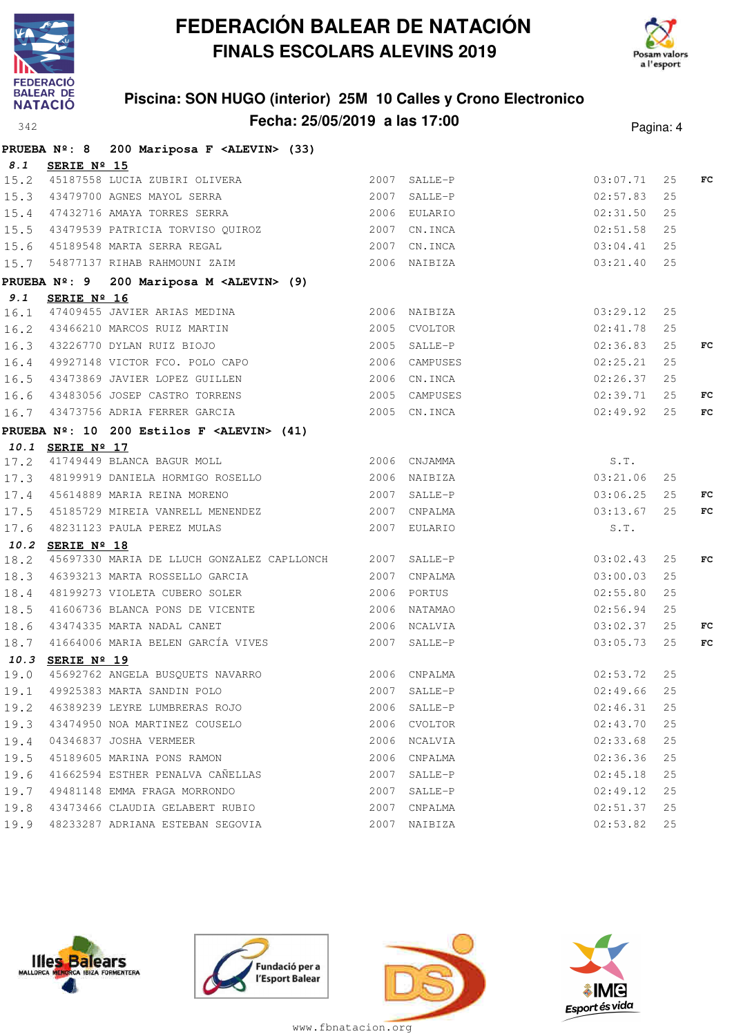# FEDERACIÓN BALEAR DE NATACIÓN

## FINALS ESCOLARS ALEVINS 2019

### Piscina: SON HUGO (interior) 25M 10 Calles y Crono Electronico

### Fecha: 25/05/2019 a las 17:00

342

**PRUEBA Nº: 8 200 Mariposa F <ALEVIN> (33)**

**8.1 SERIE Nº 15**

| Calle | Licencia | Nombre | Año | Club | Tiempo | Piscina | |
|---|---|---|---|---|---|---|---|
| 15.2 | 45187558 | LUCIA ZUBIRI OLIVERA | 2007 | SALLE-P | 03:07.71 | 25 | FC |
| 15.3 | 43479700 | AGNES MAYOL SERRA | 2007 | SALLE-P | 02:57.83 | 25 | |
| 15.4 | 47432716 | AMAYA TORRES SERRA | 2006 | EULARIO | 02:31.50 | 25 | |
| 15.5 | 43479539 | PATRICIA TORVISO QUIROZ | 2007 | CN.INCA | 02:51.58 | 25 | |
| 15.6 | 45189548 | MARTA SERRA REGAL | 2007 | CN.INCA | 03:04.41 | 25 | |
| 15.7 | 54877137 | RIHAB RAHMOUNI ZAIM | 2006 | NAIBIZA | 03:21.40 | 25 | |

**PRUEBA Nº: 9 200 Mariposa M <ALEVIN> (9)**

**9.1 SERIE Nº 16**

| Calle | Licencia | Nombre | Año | Club | Tiempo | Piscina | |
|---|---|---|---|---|---|---|---|
| 16.1 | 47409455 | JAVIER ARIAS MEDINA | 2006 | NAIBIZA | 03:29.12 | 25 | |
| 16.2 | 43466210 | MARCOS RUIZ MARTIN | 2005 | CVOLTOR | 02:41.78 | 25 | |
| 16.3 | 43226770 | DYLAN RUIZ BIOJO | 2005 | SALLE-P | 02:36.83 | 25 | FC |
| 16.4 | 49927148 | VICTOR FCO. POLO CAPO | 2006 | CAMPUSES | 02:25.21 | 25 | |
| 16.5 | 43473869 | JAVIER LOPEZ GUILLEN | 2006 | CN.INCA | 02:26.37 | 25 | |
| 16.6 | 43483056 | JOSEP CASTRO TORRENS | 2005 | CAMPUSES | 02:39.71 | 25 | FC |
| 16.7 | 43473756 | ADRIA FERRER GARCIA | 2005 | CN.INCA | 02:49.92 | 25 | FC |

**PRUEBA Nº: 10 200 Estilos F <ALEVIN> (41)**

**10.1 SERIE Nº 17**

| Calle | Licencia | Nombre | Año | Club | Tiempo | Piscina | |
|---|---|---|---|---|---|---|---|
| 17.2 | 41749449 | BLANCA BAGUR MOLL | 2006 | CNJAMMA | S.T. | | |
| 17.3 | 48199919 | DANIELA HORMIGO ROSELLO | 2006 | NAIBIZA | 03:21.06 | 25 | |
| 17.4 | 45614889 | MARIA REINA MORENO | 2007 | SALLE-P | 03:06.25 | 25 | FC |
| 17.5 | 45185729 | MIREIA VANRELL MENENDEZ | 2007 | CNPALMA | 03:13.67 | 25 | FC |
| 17.6 | 48231123 | PAULA PEREZ MULAS | 2007 | EULARIO | S.T. | | |

**10.2 SERIE Nº 18**

| Calle | Licencia | Nombre | Año | Club | Tiempo | Piscina | |
|---|---|---|---|---|---|---|---|
| 18.2 | 45697330 | MARIA DE LLUCH GONZALEZ CAPLLONCH | 2007 | SALLE-P | 03:02.43 | 25 | FC |
| 18.3 | 46393213 | MARTA ROSSELLO GARCIA | 2007 | CNPALMA | 03:00.03 | 25 | |
| 18.4 | 48199273 | VIOLETA CUBERO SOLER | 2006 | PORTUS | 02:55.80 | 25 | |
| 18.5 | 41606736 | BLANCA PONS DE VICENTE | 2006 | NATAMAO | 02:56.94 | 25 | |
| 18.6 | 43474335 | MARTA NADAL CANET | 2006 | NCALVIA | 03:02.37 | 25 | FC |
| 18.7 | 41664006 | MARIA BELEN GARCÍA VIVES | 2007 | SALLE-P | 03:05.73 | 25 | FC |

**10.3 SERIE Nº 19**

| Calle | Licencia | Nombre | Año | Club | Tiempo | Piscina | |
|---|---|---|---|---|---|---|---|
| 19.0 | 45692762 | ANGELA BUSQUETS NAVARRO | 2006 | CNPALMA | 02:53.72 | 25 | |
| 19.1 | 49925383 | MARTA SANDIN POLO | 2007 | SALLE-P | 02:49.66 | 25 | |
| 19.2 | 46389239 | LEYRE LUMBRERAS ROJO | 2006 | SALLE-P | 02:46.31 | 25 | |
| 19.3 | 43474950 | NOA MARTINEZ COUSELO | 2006 | CVOLTOR | 02:43.70 | 25 | |
| 19.4 | 04346837 | JOSHA VERMEER | 2006 | NCALVIA | 02:33.68 | 25 | |
| 19.5 | 45189605 | MARINA PONS RAMON | 2006 | CNPALMA | 02:36.36 | 25 | |
| 19.6 | 41662594 | ESTHER PENALVA CAÑELLAS | 2007 | SALLE-P | 02:45.18 | 25 | |
| 19.7 | 49481148 | EMMA FRAGA MORRONDO | 2007 | SALLE-P | 02:49.12 | 25 | |
| 19.8 | 43473466 | CLAUDIA GELABERT RUBIO | 2007 | CNPALMA | 02:51.37 | 25 | |
| 19.9 | 48233287 | ADRIANA ESTEBAN SEGOVIA | 2007 | NAIBIZA | 02:53.82 | 25 | |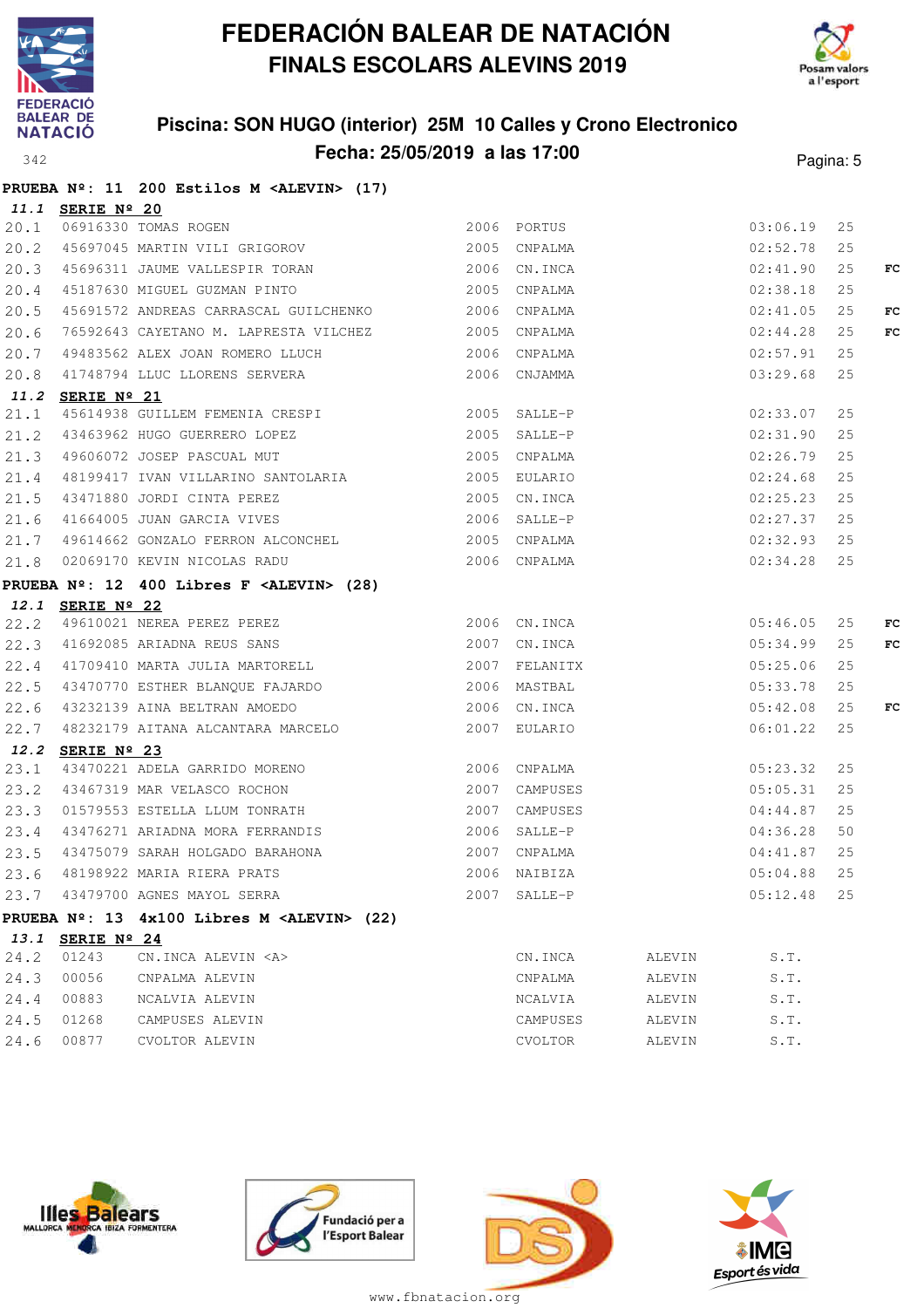# FEDERACIÓN BALEAR DE NATACIÓN

## FINALS ESCOLARS ALEVINS 2019

### Piscina: SON HUGO (interior) 25M 10 Calles y Crono Electronico

### Fecha: 25/05/2019 a las 17:00

342

**PRUEBA Nº: 11 200 Estilos M <ALEVIN> (17)**

***11.1* SERIE Nº 20**

| | | | | | | | |
|---|---|---|---|---|---|---|---|
| 20.1 | 06916330 | TOMAS ROGEN | 2006 | PORTUS | 03:06.19 | 25 | |
| 20.2 | 45697045 | MARTIN VILI GRIGOROV | 2005 | CNPALMA | 02:52.78 | 25 | |
| 20.3 | 45696311 | JAUME VALLESPIR TORAN | 2006 | CN.INCA | 02:41.90 | 25 | **FC** |
| 20.4 | 45187630 | MIGUEL GUZMAN PINTO | 2005 | CNPALMA | 02:38.18 | 25 | |
| 20.5 | 45691572 | ANDREAS CARRASCAL GUILCHENKO | 2006 | CNPALMA | 02:41.05 | 25 | **FC** |
| 20.6 | 76592643 | CAYETANO M. LAPRESTA VILCHEZ | 2005 | CNPALMA | 02:44.28 | 25 | **FC** |
| 20.7 | 49483562 | ALEX JOAN ROMERO LLUCH | 2006 | CNPALMA | 02:57.91 | 25 | |
| 20.8 | 41748794 | LLUC LLORENS SERVERA | 2006 | CNJAMMA | 03:29.68 | 25 | |

***11.2* SERIE Nº 21**

| | | | | | | | |
|---|---|---|---|---|---|---|---|
| 21.1 | 45614938 | GUILLEM FEMENIA CRESPI | 2005 | SALLE-P | 02:33.07 | 25 | |
| 21.2 | 43463962 | HUGO GUERRERO LOPEZ | 2005 | SALLE-P | 02:31.90 | 25 | |
| 21.3 | 49606072 | JOSEP PASCUAL MUT | 2005 | CNPALMA | 02:26.79 | 25 | |
| 21.4 | 48199417 | IVAN VILLARINO SANTOLARIA | 2005 | EULARIO | 02:24.68 | 25 | |
| 21.5 | 43471880 | JORDI CINTA PEREZ | 2005 | CN.INCA | 02:25.23 | 25 | |
| 21.6 | 41664005 | JUAN GARCIA VIVES | 2006 | SALLE-P | 02:27.37 | 25 | |
| 21.7 | 49614662 | GONZALO FERRON ALCONCHEL | 2005 | CNPALMA | 02:32.93 | 25 | |
| 21.8 | 02069170 | KEVIN NICOLAS RADU | 2006 | CNPALMA | 02:34.28 | 25 | |

**PRUEBA Nº: 12 400 Libres F <ALEVIN> (28)**

***12.1* SERIE Nº 22**

| | | | | | | | |
|---|---|---|---|---|---|---|---|
| 22.2 | 49610021 | NEREA PEREZ PEREZ | 2006 | CN.INCA | 05:46.05 | 25 | **FC** |
| 22.3 | 41692085 | ARIADNA REUS SANS | 2007 | CN.INCA | 05:34.99 | 25 | **FC** |
| 22.4 | 41709410 | MARTA JULIA MARTORELL | 2007 | FELANITX | 05:25.06 | 25 | |
| 22.5 | 43470770 | ESTHER BLANQUE FAJARDO | 2006 | MASTBAL | 05:33.78 | 25 | |
| 22.6 | 43232139 | AINA BELTRAN AMOEDO | 2006 | CN.INCA | 05:42.08 | 25 | **FC** |
| 22.7 | 48232179 | AITANA ALCANTARA MARCELO | 2007 | EULARIO | 06:01.22 | 25 | |

***12.2* SERIE Nº 23**

| | | | | | | | |
|---|---|---|---|---|---|---|---|
| 23.1 | 43470221 | ADELA GARRIDO MORENO | 2006 | CNPALMA | 05:23.32 | 25 | |
| 23.2 | 43467319 | MAR VELASCO ROCHON | 2007 | CAMPUSES | 05:05.31 | 25 | |
| 23.3 | 01579553 | ESTELLA LLUM TONRATH | 2007 | CAMPUSES | 04:44.87 | 25 | |
| 23.4 | 43476271 | ARIADNA MORA FERRANDIS | 2006 | SALLE-P | 04:36.28 | 50 | |
| 23.5 | 43475079 | SARAH HOLGADO BARAHONA | 2007 | CNPALMA | 04:41.87 | 25 | |
| 23.6 | 48198922 | MARIA RIERA PRATS | 2006 | NAIBIZA | 05:04.88 | 25 | |
| 23.7 | 43479700 | AGNES MAYOL SERRA | 2007 | SALLE-P | 05:12.48 | 25 | |

**PRUEBA Nº: 13 4x100 Libres M <ALEVIN> (22)**

***13.1* SERIE Nº 24**

| | | | | | |
|---|---|---|---|---|---|
| 24.2 | 01243 | CN.INCA ALEVIN <A> | CN.INCA | ALEVIN | S.T. |
| 24.3 | 00056 | CNPALMA ALEVIN | CNPALMA | ALEVIN | S.T. |
| 24.4 | 00883 | NCALVIA ALEVIN | NCALVIA | ALEVIN | S.T. |
| 24.5 | 01268 | CAMPUSES ALEVIN | CAMPUSES | ALEVIN | S.T. |
| 24.6 | 00877 | CVOLTOR ALEVIN | CVOLTOR | ALEVIN | S.T. |

www.fbnatacion.org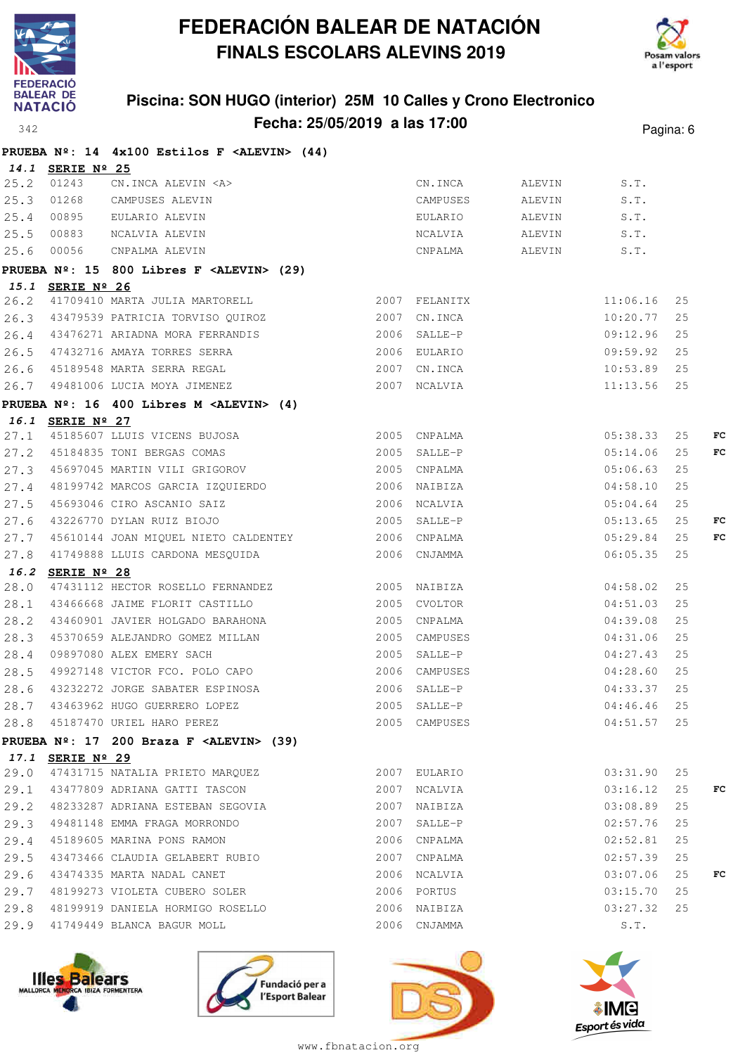# FEDERACIÓN BALEAR DE NATACIÓN
## FINALS ESCOLARS ALEVINS 2019

### Piscina: SON HUGO (interior) 25M 10 Calles y Crono Electronico
### Fecha: 25/05/2019 a las 17:00

**PRUEBA Nº: 14 4x100 Estilos F <ALEVIN> (44)**

**14.1 SERIE Nº 25**

| | | | | | | | |
|---|---|---|---|---|---|---|---|
| 25.2 | 01243 | CN.INCA ALEVIN <A> | | CN.INCA | ALEVIN | S.T. | |
| 25.3 | 01268 | CAMPUSES ALEVIN | | CAMPUSES | ALEVIN | S.T. | |
| 25.4 | 00895 | EULARIO ALEVIN | | EULARIO | ALEVIN | S.T. | |
| 25.5 | 00883 | NCALVIA ALEVIN | | NCALVIA | ALEVIN | S.T. | |
| 25.6 | 00056 | CNPALMA ALEVIN | | CNPALMA | ALEVIN | S.T. | |

**PRUEBA Nº: 15 800 Libres F <ALEVIN> (29)**

**15.1 SERIE Nº 26**

| | | | | | | | |
|---|---|---|---|---|---|---|---|
| 26.2 | 41709410 | MARTA JULIA MARTORELL | 2007 | FELANITX | 11:06.16 | 25 | |
| 26.3 | 43479539 | PATRICIA TORVISO QUIROZ | 2007 | CN.INCA | 10:20.77 | 25 | |
| 26.4 | 43476271 | ARIADNA MORA FERRANDIS | 2006 | SALLE-P | 09:12.96 | 25 | |
| 26.5 | 47432716 | AMAYA TORRES SERRA | 2006 | EULARIO | 09:59.92 | 25 | |
| 26.6 | 45189548 | MARTA SERRA REGAL | 2007 | CN.INCA | 10:53.89 | 25 | |
| 26.7 | 49481006 | LUCIA MOYA JIMENEZ | 2007 | NCALVIA | 11:13.56 | 25 | |

**PRUEBA Nº: 16 400 Libres M <ALEVIN> (4)**

**16.1 SERIE Nº 27**

| | | | | | | | |
|---|---|---|---|---|---|---|---|
| 27.1 | 45185607 | LLUIS VICENS BUJOSA | 2005 | CNPALMA | 05:38.33 | 25 | FC |
| 27.2 | 45184835 | TONI BERGAS COMAS | 2005 | SALLE-P | 05:14.06 | 25 | FC |
| 27.3 | 45697045 | MARTIN VILI GRIGOROV | 2005 | CNPALMA | 05:06.63 | 25 | |
| 27.4 | 48199742 | MARCOS GARCIA IZQUIERDO | 2006 | NAIBIZA | 04:58.10 | 25 | |
| 27.5 | 45693046 | CIRO ASCANIO SAIZ | 2006 | NCALVIA | 05:04.64 | 25 | |
| 27.6 | 43226770 | DYLAN RUIZ BIOJO | 2005 | SALLE-P | 05:13.65 | 25 | FC |
| 27.7 | 45610144 | JOAN MIQUEL NIETO CALDENTEY | 2006 | CNPALMA | 05:29.84 | 25 | FC |
| 27.8 | 41749888 | LLUIS CARDONA MESQUIDA | 2006 | CNJAMMA | 06:05.35 | 25 | |

**16.2 SERIE Nº 28**

| | | | | | | | |
|---|---|---|---|---|---|---|---|
| 28.0 | 47431112 | HECTOR ROSELLO FERNANDEZ | 2005 | NAIBIZA | 04:58.02 | 25 | |
| 28.1 | 43466668 | JAIME FLORIT CASTILLO | 2005 | CVOLTOR | 04:51.03 | 25 | |
| 28.2 | 43460901 | JAVIER HOLGADO BARAHONA | 2005 | CNPALMA | 04:39.08 | 25 | |
| 28.3 | 45370659 | ALEJANDRO GOMEZ MILLAN | 2005 | CAMPUSES | 04:31.06 | 25 | |
| 28.4 | 09897080 | ALEX EMERY SACH | 2005 | SALLE-P | 04:27.43 | 25 | |
| 28.5 | 49927148 | VICTOR FCO. POLO CAPO | 2006 | CAMPUSES | 04:28.60 | 25 | |
| 28.6 | 43232272 | JORGE SABATER ESPINOSA | 2006 | SALLE-P | 04:33.37 | 25 | |
| 28.7 | 43463962 | HUGO GUERRERO LOPEZ | 2005 | SALLE-P | 04:46.46 | 25 | |
| 28.8 | 45187470 | URIEL HARO PEREZ | 2005 | CAMPUSES | 04:51.57 | 25 | |

**PRUEBA Nº: 17 200 Braza F <ALEVIN> (39)**

**17.1 SERIE Nº 29**

| | | | | | | | |
|---|---|---|---|---|---|---|---|
| 29.0 | 47431715 | NATALIA PRIETO MARQUEZ | 2007 | EULARIO | 03:31.90 | 25 | |
| 29.1 | 43477809 | ADRIANA GATTI TASCON | 2007 | NCALVIA | 03:16.12 | 25 | FC |
| 29.2 | 48233287 | ADRIANA ESTEBAN SEGOVIA | 2007 | NAIBIZA | 03:08.89 | 25 | |
| 29.3 | 49481148 | EMMA FRAGA MORRONDO | 2007 | SALLE-P | 02:57.76 | 25 | |
| 29.4 | 45189605 | MARINA PONS RAMON | 2006 | CNPALMA | 02:52.81 | 25 | |
| 29.5 | 43473466 | CLAUDIA GELABERT RUBIO | 2007 | CNPALMA | 02:57.39 | 25 | |
| 29.6 | 43474335 | MARTA NADAL CANET | 2006 | NCALVIA | 03:07.06 | 25 | FC |
| 29.7 | 48199273 | VIOLETA CUBERO SOLER | 2006 | PORTUS | 03:15.70 | 25 | |
| 29.8 | 48199919 | DANIELA HORMIGO ROSELLO | 2006 | NAIBIZA | 03:27.32 | 25 | |
| 29.9 | 41749449 | BLANCA BAGUR MOLL | 2006 | CNJAMMA | S.T. | | |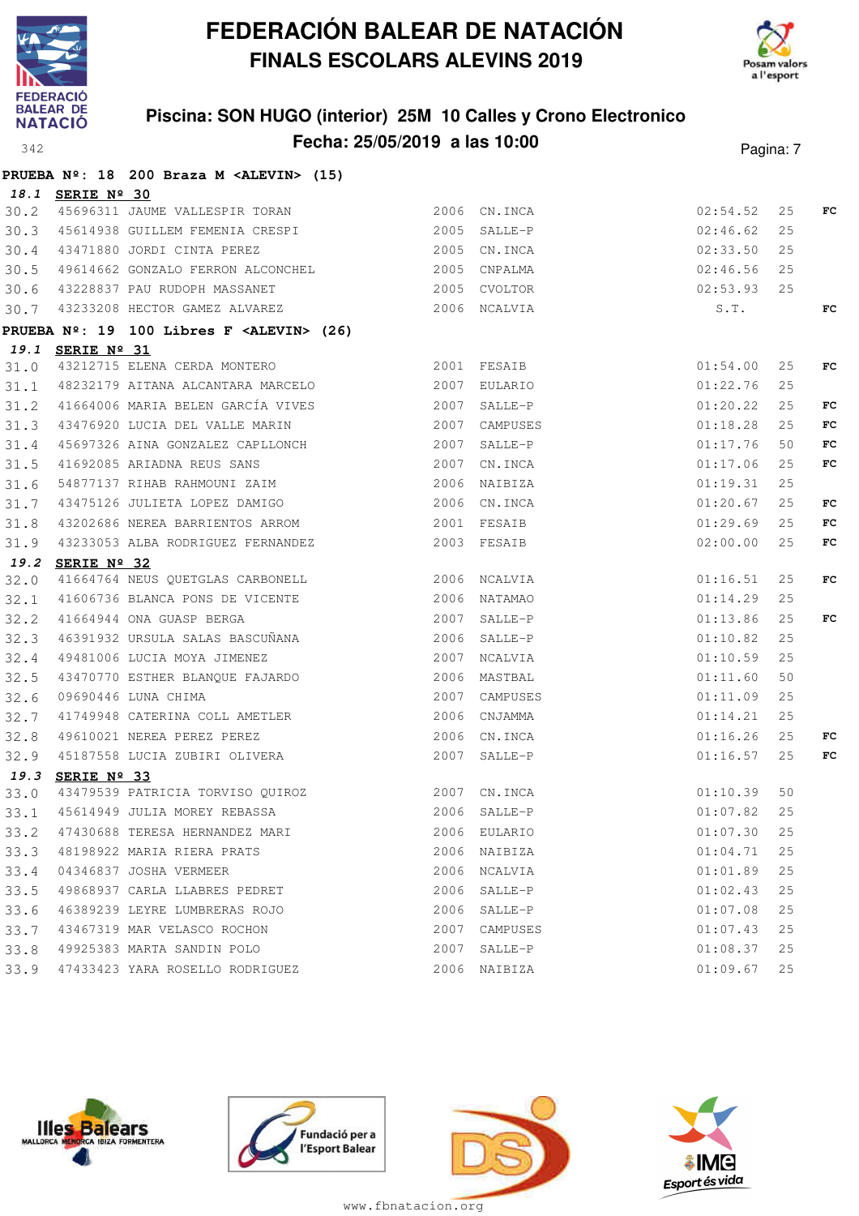# FEDERACIÓN BALEAR DE NATACIÓN

## FINALS ESCOLARS ALEVINS 2019

### Piscina: SON HUGO (interior) 25M 10 Calles y Crono Electronico

### Fecha: 25/05/2019 a las 10:00

**PRUEBA Nº: 18 200 Braza M <ALEVIN> (15)**

***18.1*** **SERIE Nº 30**

| | | | | | | | |
|---|---|---|---|---|---|---|---|
| 30.2 | 45696311 | JAUME VALLESPIR TORAN | 2006 | CN.INCA | 02:54.52 | 25 | FC |
| 30.3 | 45614938 | GUILLEM FEMENIA CRESPI | 2005 | SALLE-P | 02:46.62 | 25 | |
| 30.4 | 43471880 | JORDI CINTA PEREZ | 2005 | CN.INCA | 02:33.50 | 25 | |
| 30.5 | 49614662 | GONZALO FERRON ALCONCHEL | 2005 | CNPALMA | 02:46.56 | 25 | |
| 30.6 | 43228837 | PAU RUDOPH MASSANET | 2005 | CVOLTOR | 02:53.93 | 25 | |
| 30.7 | 43233208 | HECTOR GAMEZ ALVAREZ | 2006 | NCALVIA | S.T. | | FC |

**PRUEBA Nº: 19 100 Libres F <ALEVIN> (26)**

***19.1*** **SERIE Nº 31**

| | | | | | | | |
|---|---|---|---|---|---|---|---|
| 31.0 | 43212715 | ELENA CERDA MONTERO | 2001 | FESAIB | 01:54.00 | 25 | FC |
| 31.1 | 48232179 | AITANA ALCANTARA MARCELO | 2007 | EULARIO | 01:22.76 | 25 | |
| 31.2 | 41664006 | MARIA BELEN GARCÍA VIVES | 2007 | SALLE-P | 01:20.22 | 25 | FC |
| 31.3 | 43476920 | LUCIA DEL VALLE MARIN | 2007 | CAMPUSES | 01:18.28 | 25 | FC |
| 31.4 | 45697326 | AINA GONZALEZ CAPLLONCH | 2007 | SALLE-P | 01:17.76 | 50 | FC |
| 31.5 | 41692085 | ARIADNA REUS SANS | 2007 | CN.INCA | 01:17.06 | 25 | FC |
| 31.6 | 54877137 | RIHAB RAHMOUNI ZAIM | 2006 | NAIBIZA | 01:19.31 | 25 | |
| 31.7 | 43475126 | JULIETA LOPEZ DAMIGO | 2006 | CN.INCA | 01:20.67 | 25 | FC |
| 31.8 | 43202686 | NEREA BARRIENTOS ARROM | 2001 | FESAIB | 01:29.69 | 25 | FC |
| 31.9 | 43233053 | ALBA RODRIGUEZ FERNANDEZ | 2003 | FESAIB | 02:00.00 | 25 | FC |

***19.2*** **SERIE Nº 32**

| | | | | | | | |
|---|---|---|---|---|---|---|---|
| 32.0 | 41664764 | NEUS QUETGLAS CARBONELL | 2006 | NCALVIA | 01:16.51 | 25 | FC |
| 32.1 | 41606736 | BLANCA PONS DE VICENTE | 2006 | NATAMAO | 01:14.29 | 25 | |
| 32.2 | 41664944 | ONA GUASP BERGA | 2007 | SALLE-P | 01:13.86 | 25 | FC |
| 32.3 | 46391932 | URSULA SALAS BASCUÑANA | 2006 | SALLE-P | 01:10.82 | 25 | |
| 32.4 | 49481006 | LUCIA MOYA JIMENEZ | 2007 | NCALVIA | 01:10.59 | 25 | |
| 32.5 | 43470770 | ESTHER BLANQUE FAJARDO | 2006 | MASTBAL | 01:11.60 | 50 | |
| 32.6 | 09690446 | LUNA CHIMA | 2007 | CAMPUSES | 01:11.09 | 25 | |
| 32.7 | 41749948 | CATERINA COLL AMETLER | 2006 | CNJAMMA | 01:14.21 | 25 | |
| 32.8 | 49610021 | NEREA PEREZ PEREZ | 2006 | CN.INCA | 01:16.26 | 25 | FC |
| 32.9 | 45187558 | LUCIA ZUBIRI OLIVERA | 2007 | SALLE-P | 01:16.57 | 25 | FC |

***19.3*** **SERIE Nº 33**

| | | | | | | | |
|---|---|---|---|---|---|---|---|
| 33.0 | 43479539 | PATRICIA TORVISO QUIROZ | 2007 | CN.INCA | 01:10.39 | 50 | |
| 33.1 | 45614949 | JULIA MOREY REBASSA | 2006 | SALLE-P | 01:07.82 | 25 | |
| 33.2 | 47430688 | TERESA HERNANDEZ MARI | 2006 | EULARIO | 01:07.30 | 25 | |
| 33.3 | 48198922 | MARIA RIERA PRATS | 2006 | NAIBIZA | 01:04.71 | 25 | |
| 33.4 | 04346837 | JOSHA VERMEER | 2006 | NCALVIA | 01:01.89 | 25 | |
| 33.5 | 49868937 | CARLA LLABRES PEDRET | 2006 | SALLE-P | 01:02.43 | 25 | |
| 33.6 | 46389239 | LEYRE LUMBRERAS ROJO | 2006 | SALLE-P | 01:07.08 | 25 | |
| 33.7 | 43467319 | MAR VELASCO ROCHON | 2007 | CAMPUSES | 01:07.43 | 25 | |
| 33.8 | 49925383 | MARTA SANDIN POLO | 2007 | SALLE-P | 01:08.37 | 25 | |
| 33.9 | 47433423 | YARA ROSELLO RODRIGUEZ | 2006 | NAIBIZA | 01:09.67 | 25 | |

www.fbnatacion.org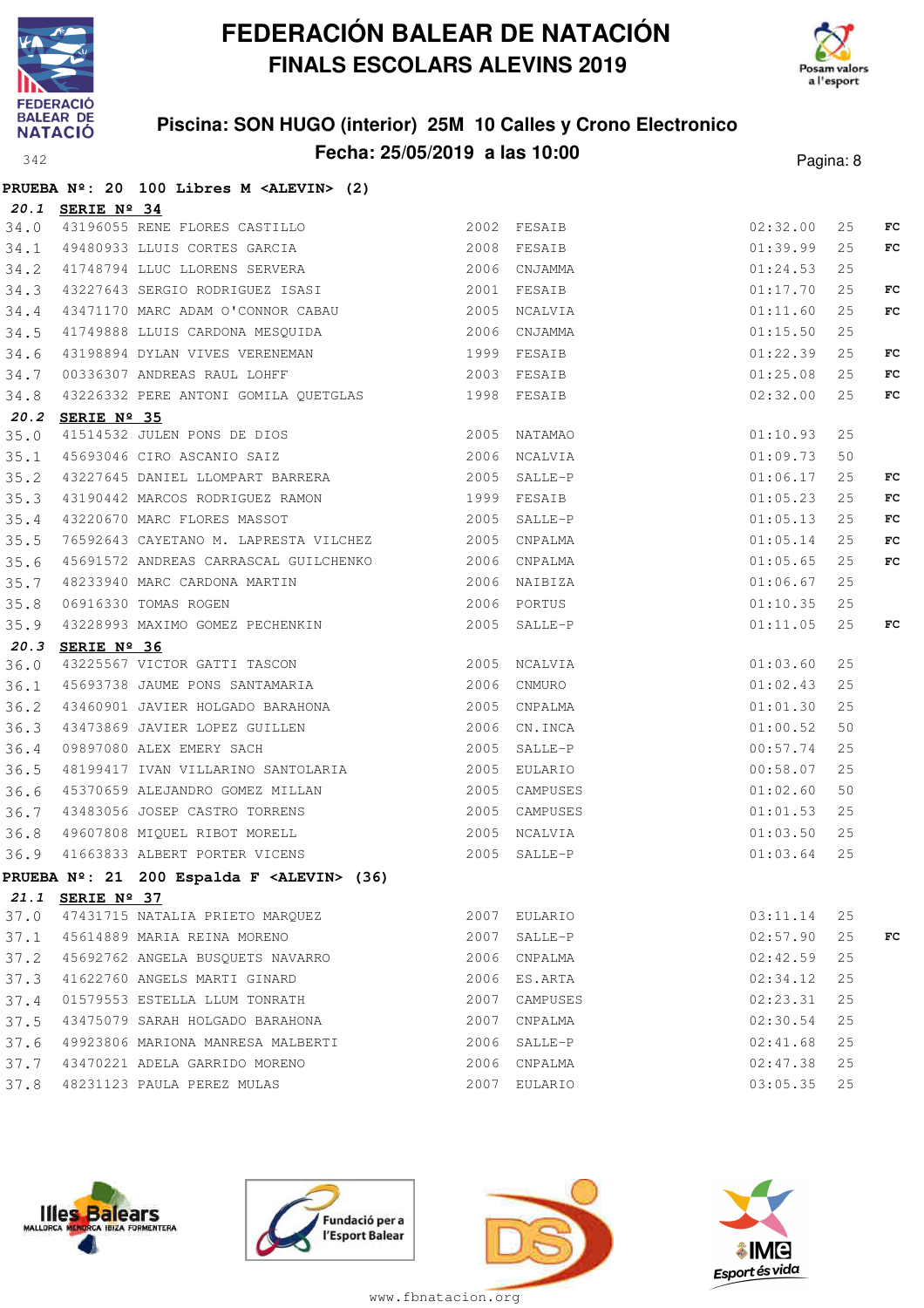# FEDERACIÓN BALEAR DE NATACIÓN
## FINALS ESCOLARS ALEVINS 2019

### Piscina: SON HUGO (interior) 25M 10 Calles y Crono Electronico
### Fecha: 25/05/2019 a las 10:00

**PRUEBA Nº: 20 100 Libres M <ALEVIN> (2)**

**20.1 SERIE Nº 34**

| | | | | | | | |
|---|---|---|---|---|---|---|---|
| 34.0 | 43196055 | RENE FLORES CASTILLO | 2002 | FESAIB | 02:32.00 | 25 | FC |
| 34.1 | 49480933 | LLUIS CORTES GARCIA | 2008 | FESAIB | 01:39.99 | 25 | FC |
| 34.2 | 41748794 | LLUC LLORENS SERVERA | 2006 | CNJAMMA | 01:24.53 | 25 | |
| 34.3 | 43227643 | SERGIO RODRIGUEZ ISASI | 2001 | FESAIB | 01:17.70 | 25 | FC |
| 34.4 | 43471170 | MARC ADAM O'CONNOR CABAU | 2005 | NCALVIA | 01:11.60 | 25 | FC |
| 34.5 | 41749888 | LLUIS CARDONA MESQUIDA | 2006 | CNJAMMA | 01:15.50 | 25 | |
| 34.6 | 43198894 | DYLAN VIVES VERENEMAN | 1999 | FESAIB | 01:22.39 | 25 | FC |
| 34.7 | 00336307 | ANDREAS RAUL LOHFF | 2003 | FESAIB | 01:25.08 | 25 | FC |
| 34.8 | 43226332 | PERE ANTONI GOMILA QUETGLAS | 1998 | FESAIB | 02:32.00 | 25 | FC |

**20.2 SERIE Nº 35**

| | | | | | | | |
|---|---|---|---|---|---|---|---|
| 35.0 | 41514532 | JULEN PONS DE DIOS | 2005 | NATAMAO | 01:10.93 | 25 | |
| 35.1 | 45693046 | CIRO ASCANIO SAIZ | 2006 | NCALVIA | 01:09.73 | 50 | |
| 35.2 | 43227645 | DANIEL LLOMPART BARRERA | 2005 | SALLE-P | 01:06.17 | 25 | FC |
| 35.3 | 43190442 | MARCOS RODRIGUEZ RAMON | 1999 | FESAIB | 01:05.23 | 25 | FC |
| 35.4 | 43220670 | MARC FLORES MASSOT | 2005 | SALLE-P | 01:05.13 | 25 | FC |
| 35.5 | 76592643 | CAYETANO M. LAPRESTA VILCHEZ | 2005 | CNPALMA | 01:05.14 | 25 | FC |
| 35.6 | 45691572 | ANDREAS CARRASCAL GUILCHENKO | 2006 | CNPALMA | 01:05.65 | 25 | FC |
| 35.7 | 48233940 | MARC CARDONA MARTIN | 2006 | NAIBIZA | 01:06.67 | 25 | |
| 35.8 | 06916330 | TOMAS ROGEN | 2006 | PORTUS | 01:10.35 | 25 | |
| 35.9 | 43228993 | MAXIMO GOMEZ PECHENKIN | 2005 | SALLE-P | 01:11.05 | 25 | FC |

**20.3 SERIE Nº 36**

| | | | | | | | |
|---|---|---|---|---|---|---|---|
| 36.0 | 43225567 | VICTOR GATTI TASCON | 2005 | NCALVIA | 01:03.60 | 25 | |
| 36.1 | 45693738 | JAUME PONS SANTAMARIA | 2006 | CNMURO | 01:02.43 | 25 | |
| 36.2 | 43460901 | JAVIER HOLGADO BARAHONA | 2005 | CNPALMA | 01:01.30 | 25 | |
| 36.3 | 43473869 | JAVIER LOPEZ GUILLEN | 2006 | CN.INCA | 01:00.52 | 50 | |
| 36.4 | 09897080 | ALEX EMERY SACH | 2005 | SALLE-P | 00:57.74 | 25 | |
| 36.5 | 48199417 | IVAN VILLARINO SANTOLARIA | 2005 | EULARIO | 00:58.07 | 25 | |
| 36.6 | 45370659 | ALEJANDRO GOMEZ MILLAN | 2005 | CAMPUSES | 01:02.60 | 50 | |
| 36.7 | 43483056 | JOSEP CASTRO TORRENS | 2005 | CAMPUSES | 01:01.53 | 25 | |
| 36.8 | 49607808 | MIQUEL RIBOT MORELL | 2005 | NCALVIA | 01:03.50 | 25 | |
| 36.9 | 41663833 | ALBERT PORTER VICENS | 2005 | SALLE-P | 01:03.64 | 25 | |

**PRUEBA Nº: 21 200 Espalda F <ALEVIN> (36)**

**21.1 SERIE Nº 37**

| | | | | | | | |
|---|---|---|---|---|---|---|---|
| 37.0 | 47431715 | NATALIA PRIETO MARQUEZ | 2007 | EULARIO | 03:11.14 | 25 | |
| 37.1 | 45614889 | MARIA REINA MORENO | 2007 | SALLE-P | 02:57.90 | 25 | FC |
| 37.2 | 45692762 | ANGELA BUSQUETS NAVARRO | 2006 | CNPALMA | 02:42.59 | 25 | |
| 37.3 | 41622760 | ANGELS MARTI GINARD | 2006 | ES.ARTA | 02:34.12 | 25 | |
| 37.4 | 01579553 | ESTELLA LLUM TONRATH | 2007 | CAMPUSES | 02:23.31 | 25 | |
| 37.5 | 43475079 | SARAH HOLGADO BARAHONA | 2007 | CNPALMA | 02:30.54 | 25 | |
| 37.6 | 49923806 | MARIONA MANRESA MALBERTI | 2006 | SALLE-P | 02:41.68 | 25 | |
| 37.7 | 43470221 | ADELA GARRIDO MORENO | 2006 | CNPALMA | 02:47.38 | 25 | |
| 37.8 | 48231123 | PAULA PEREZ MULAS | 2007 | EULARIO | 03:05.35 | 25 | |

www.fbnatacion.org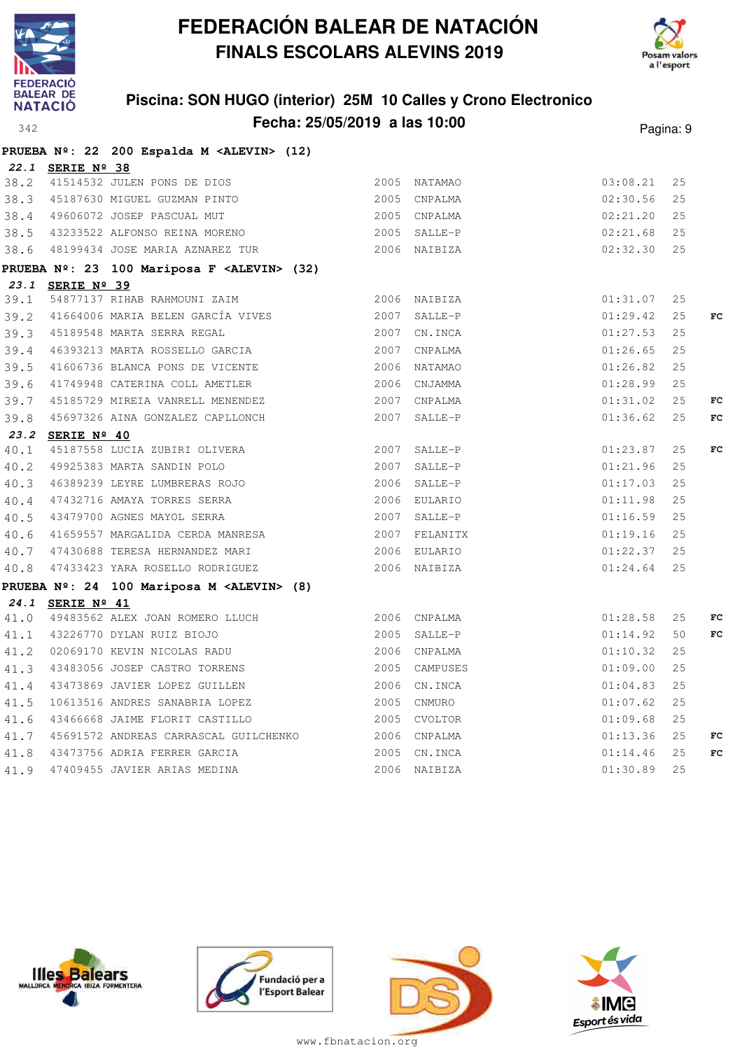# FEDERACIÓN BALEAR DE NATACIÓN
## FINALS ESCOLARS ALEVINS 2019

### Piscina: SON HUGO (interior) 25M 10 Calles y Crono Electronico
### Fecha: 25/05/2019 a las 10:00

**PRUEBA Nº: 22 200 Espalda M <ALEVIN> (12)**

***22.1* SERIE Nº 38**

| | | | | | | | |
|---|---|---|---|---|---|---|---|
| 38.2 | 41514532 | JULEN PONS DE DIOS | 2005 | NATAMAO | 03:08.21 | 25 | |
| 38.3 | 45187630 | MIGUEL GUZMAN PINTO | 2005 | CNPALMA | 02:30.56 | 25 | |
| 38.4 | 49606072 | JOSEP PASCUAL MUT | 2005 | CNPALMA | 02:21.20 | 25 | |
| 38.5 | 43233522 | ALFONSO REINA MORENO | 2005 | SALLE-P | 02:21.68 | 25 | |
| 38.6 | 48199434 | JOSE MARIA AZNAREZ TUR | 2006 | NAIBIZA | 02:32.30 | 25 | |

**PRUEBA Nº: 23 100 Mariposa F <ALEVIN> (32)**

***23.1* SERIE Nº 39**

| | | | | | | | |
|---|---|---|---|---|---|---|---|
| 39.1 | 54877137 | RIHAB RAHMOUNI ZAIM | 2006 | NAIBIZA | 01:31.07 | 25 | |
| 39.2 | 41664006 | MARIA BELEN GARCÍA VIVES | 2007 | SALLE-P | 01:29.42 | 25 | FC |
| 39.3 | 45189548 | MARTA SERRA REGAL | 2007 | CN.INCA | 01:27.53 | 25 | |
| 39.4 | 46393213 | MARTA ROSSELLO GARCIA | 2007 | CNPALMA | 01:26.65 | 25 | |
| 39.5 | 41606736 | BLANCA PONS DE VICENTE | 2006 | NATAMAO | 01:26.82 | 25 | |
| 39.6 | 41749948 | CATERINA COLL AMETLER | 2006 | CNJAMMA | 01:28.99 | 25 | |
| 39.7 | 45185729 | MIREIA VANRELL MENENDEZ | 2007 | CNPALMA | 01:31.02 | 25 | FC |
| 39.8 | 45697326 | AINA GONZALEZ CAPLLONCH | 2007 | SALLE-P | 01:36.62 | 25 | FC |

***23.2* SERIE Nº 40**

| | | | | | | | |
|---|---|---|---|---|---|---|---|
| 40.1 | 45187558 | LUCIA ZUBIRI OLIVERA | 2007 | SALLE-P | 01:23.87 | 25 | FC |
| 40.2 | 49925383 | MARTA SANDIN POLO | 2007 | SALLE-P | 01:21.96 | 25 | |
| 40.3 | 46389239 | LEYRE LUMBRERAS ROJO | 2006 | SALLE-P | 01:17.03 | 25 | |
| 40.4 | 47432716 | AMAYA TORRES SERRA | 2006 | EULARIO | 01:11.98 | 25 | |
| 40.5 | 43479700 | AGNES MAYOL SERRA | 2007 | SALLE-P | 01:16.59 | 25 | |
| 40.6 | 41659557 | MARGALIDA CERDA MANRESA | 2007 | FELANITX | 01:19.16 | 25 | |
| 40.7 | 47430688 | TERESA HERNANDEZ MARI | 2006 | EULARIO | 01:22.37 | 25 | |
| 40.8 | 47433423 | YARA ROSELLO RODRIGUEZ | 2006 | NAIBIZA | 01:24.64 | 25 | |

**PRUEBA Nº: 24 100 Mariposa M <ALEVIN> (8)**

***24.1* SERIE Nº 41**

| | | | | | | | |
|---|---|---|---|---|---|---|---|
| 41.0 | 49483562 | ALEX JOAN ROMERO LLUCH | 2006 | CNPALMA | 01:28.58 | 25 | FC |
| 41.1 | 43226770 | DYLAN RUIZ BIOJO | 2005 | SALLE-P | 01:14.92 | 50 | FC |
| 41.2 | 02069170 | KEVIN NICOLAS RADU | 2006 | CNPALMA | 01:10.32 | 25 | |
| 41.3 | 43483056 | JOSEP CASTRO TORRENS | 2005 | CAMPUSES | 01:09.00 | 25 | |
| 41.4 | 43473869 | JAVIER LOPEZ GUILLEN | 2006 | CN.INCA | 01:04.83 | 25 | |
| 41.5 | 10613516 | ANDRES SANABRIA LOPEZ | 2005 | CNMURO | 01:07.62 | 25 | |
| 41.6 | 43466668 | JAIME FLORIT CASTILLO | 2005 | CVOLTOR | 01:09.68 | 25 | |
| 41.7 | 45691572 | ANDREAS CARRASCAL GUILCHENKO | 2006 | CNPALMA | 01:13.36 | 25 | FC |
| 41.8 | 43473756 | ADRIA FERRER GARCIA | 2005 | CN.INCA | 01:14.46 | 25 | FC |
| 41.9 | 47409455 | JAVIER ARIAS MEDINA | 2006 | NAIBIZA | 01:30.89 | 25 | |

www.fbnatacion.org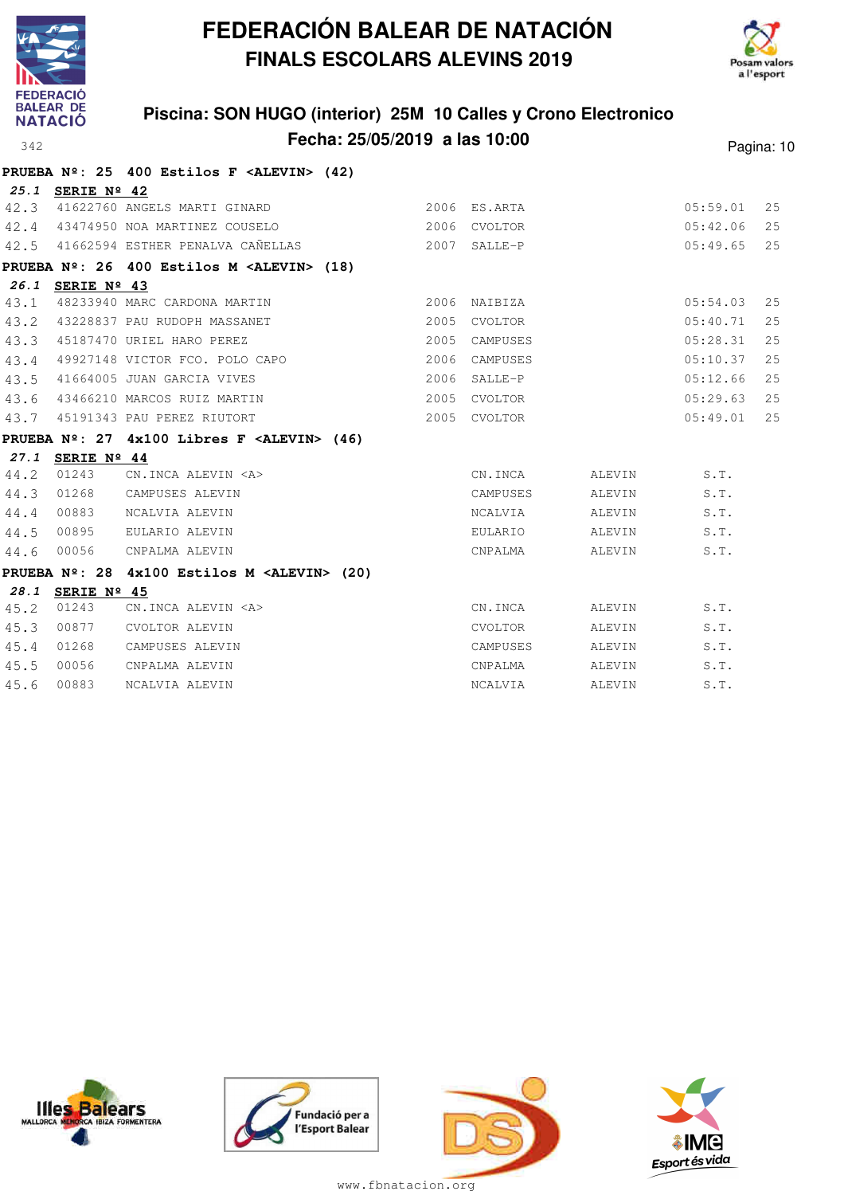# FEDERACIÓN BALEAR DE NATACIÓN

## FINALS ESCOLARS ALEVINS 2019

### Piscina: SON HUGO (interior) 25M 10 Calles y Crono Electronico

### Fecha: 25/05/2019 a las 10:00

342

**PRUEBA Nº: 25 400 Estilos F <ALEVIN> (42)**

***25.1*** **SERIE Nº 42**

| | | | | | | |
|---|---|---|---|---|---|---|
| 42.3 | 41622760 | ANGELS MARTI GINARD | 2006 | ES.ARTA | 05:59.01 | 25 |
| 42.4 | 43474950 | NOA MARTINEZ COUSELO | 2006 | CVOLTOR | 05:42.06 | 25 |
| 42.5 | 41662594 | ESTHER PENALVA CAÑELLAS | 2007 | SALLE-P | 05:49.65 | 25 |

**PRUEBA Nº: 26 400 Estilos M <ALEVIN> (18)**

***26.1*** **SERIE Nº 43**

| | | | | | | |
|---|---|---|---|---|---|---|
| 43.1 | 48233940 | MARC CARDONA MARTIN | 2006 | NAIBIZA | 05:54.03 | 25 |
| 43.2 | 43228837 | PAU RUDOPH MASSANET | 2005 | CVOLTOR | 05:40.71 | 25 |
| 43.3 | 45187470 | URIEL HARO PEREZ | 2005 | CAMPUSES | 05:28.31 | 25 |
| 43.4 | 49927148 | VICTOR FCO. POLO CAPO | 2006 | CAMPUSES | 05:10.37 | 25 |
| 43.5 | 41664005 | JUAN GARCIA VIVES | 2006 | SALLE-P | 05:12.66 | 25 |
| 43.6 | 43466210 | MARCOS RUIZ MARTIN | 2005 | CVOLTOR | 05:29.63 | 25 |
| 43.7 | 45191343 | PAU PEREZ RIUTORT | 2005 | CVOLTOR | 05:49.01 | 25 |

**PRUEBA Nº: 27 4x100 Libres F <ALEVIN> (46)**

***27.1*** **SERIE Nº 44**

| | | | | | |
|---|---|---|---|---|---|
| 44.2 | 01243 | CN.INCA ALEVIN <A> | CN.INCA | ALEVIN | S.T. |
| 44.3 | 01268 | CAMPUSES ALEVIN | CAMPUSES | ALEVIN | S.T. |
| 44.4 | 00883 | NCALVIA ALEVIN | NCALVIA | ALEVIN | S.T. |
| 44.5 | 00895 | EULARIO ALEVIN | EULARIO | ALEVIN | S.T. |
| 44.6 | 00056 | CNPALMA ALEVIN | CNPALMA | ALEVIN | S.T. |

**PRUEBA Nº: 28 4x100 Estilos M <ALEVIN> (20)**

***28.1*** **SERIE Nº 45**

| | | | | | |
|---|---|---|---|---|---|
| 45.2 | 01243 | CN.INCA ALEVIN <A> | CN.INCA | ALEVIN | S.T. |
| 45.3 | 00877 | CVOLTOR ALEVIN | CVOLTOR | ALEVIN | S.T. |
| 45.4 | 01268 | CAMPUSES ALEVIN | CAMPUSES | ALEVIN | S.T. |
| 45.5 | 00056 | CNPALMA ALEVIN | CNPALMA | ALEVIN | S.T. |
| 45.6 | 00883 | NCALVIA ALEVIN | NCALVIA | ALEVIN | S.T. |

www.fbnatacion.org